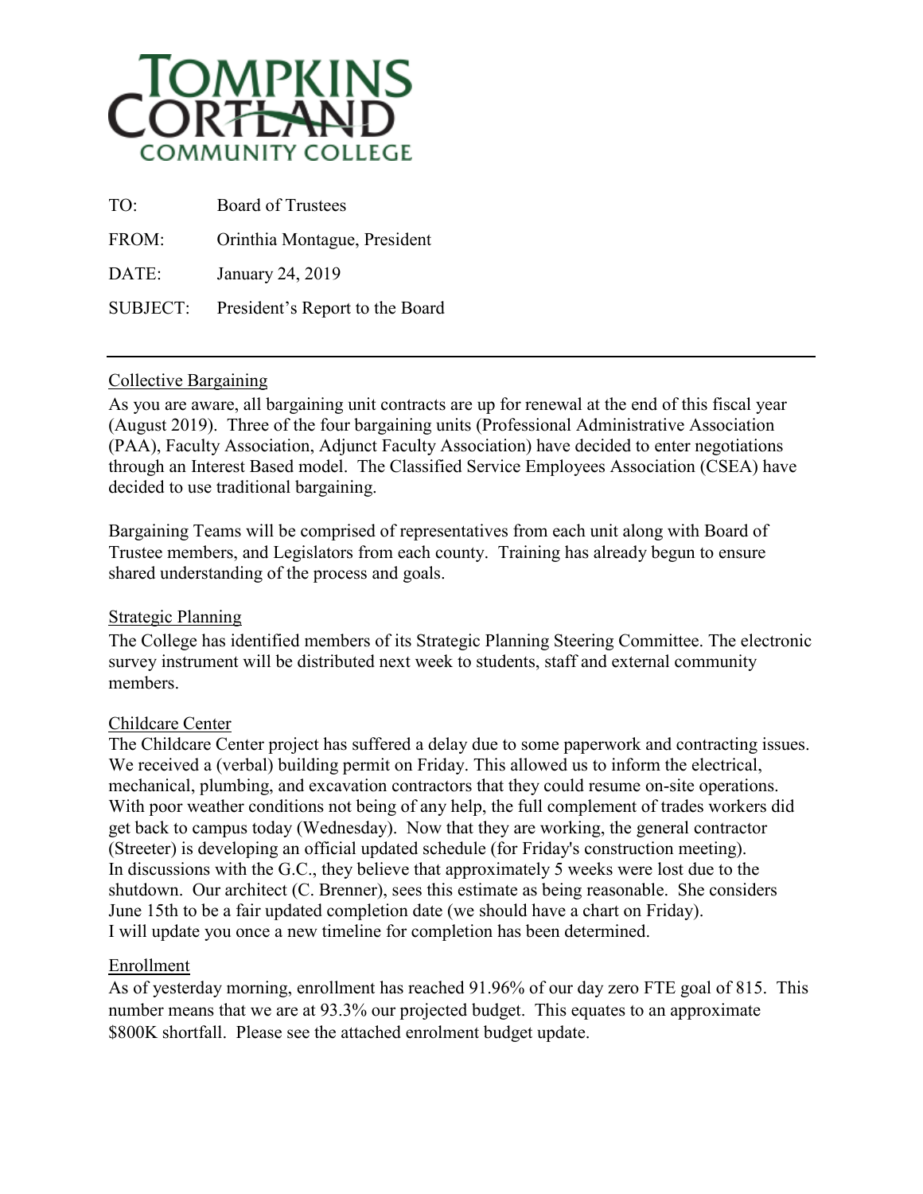TOMPKINS CORTLAND COMMUNITY COLLEGE

TO: Board of Trustees

FROM: Orinthia Montague, President

DATE: January 24, 2019

SUBJECT: President's Report to the Board

---

Collective Bargaining

As you are aware, all bargaining unit contracts are up for renewal at the end of this fiscal year (August 2019). Three of the four bargaining units (Professional Administrative Association (PAA), Faculty Association, Adjunct Faculty Association) have decided to enter negotiations through an Interest Based model. The Classified Service Employees Association (CSEA) have decided to use traditional bargaining.

Bargaining Teams will be comprised of representatives from each unit along with Board of Trustee members, and Legislators from each county. Training has already begun to ensure shared understanding of the process and goals.

Strategic Planning

The College has identified members of its Strategic Planning Steering Committee. The electronic survey instrument will be distributed next week to students, staff and external community members.

Childcare Center

The Childcare Center project has suffered a delay due to some paperwork and contracting issues. We received a (verbal) building permit on Friday. This allowed us to inform the electrical, mechanical, plumbing, and excavation contractors that they could resume on-site operations. With poor weather conditions not being of any help, the full complement of trades workers did get back to campus today (Wednesday). Now that they are working, the general contractor (Streeter) is developing an official updated schedule (for Friday's construction meeting). In discussions with the G.C., they believe that approximately 5 weeks were lost due to the shutdown. Our architect (C. Brenner), sees this estimate as being reasonable. She considers June 15th to be a fair updated completion date (we should have a chart on Friday). I will update you once a new timeline for completion has been determined.

Enrollment

As of yesterday morning, enrollment has reached 91.96% of our day zero FTE goal of 815. This number means that we are at 93.3% our projected budget. This equates to an approximate $800K shortfall. Please see the attached enrolment budget update.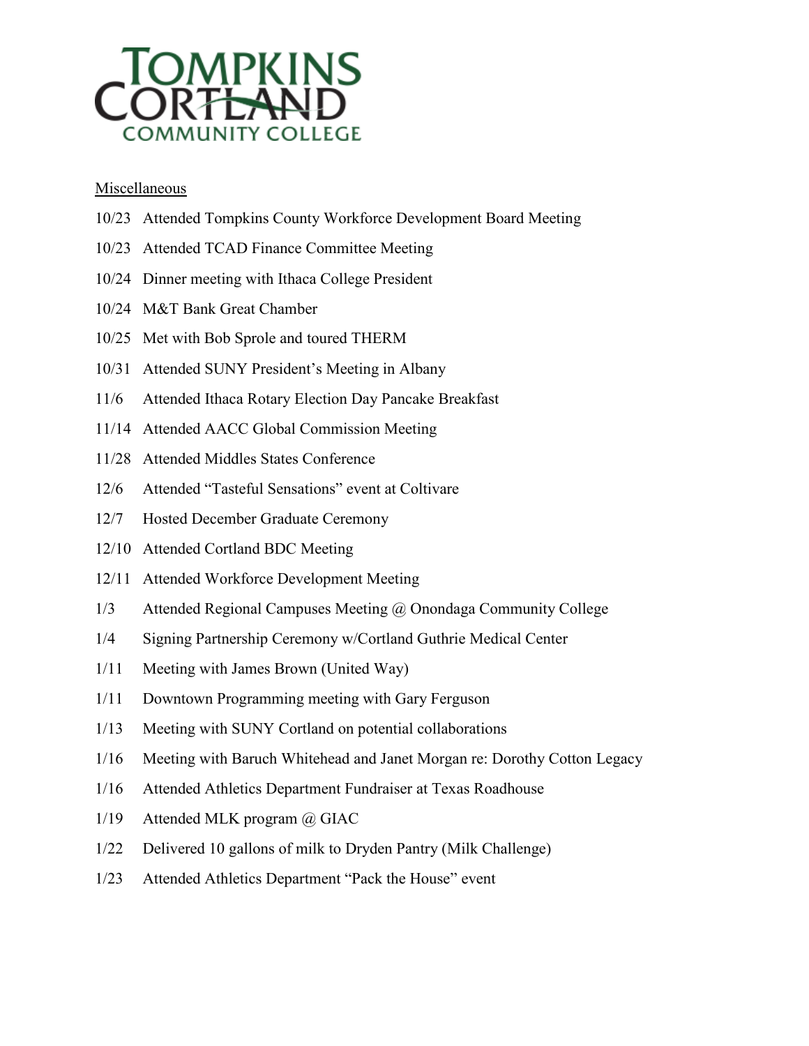Miscellaneous

10/23 Attended Tompkins County Workforce Development Board Meeting

10/23 Attended TCAD Finance Committee Meeting

10/24 Dinner meeting with Ithaca College President

10/24 M&T Bank Great Chamber

10/25 Met with Bob Sprole and toured THERM

10/31 Attended SUNY President's Meeting in Albany

11/6 Attended Ithaca Rotary Election Day Pancake Breakfast

11/14 Attended AACC Global Commission Meeting

11/28 Attended Middles States Conference

12/6 Attended "Tasteful Sensations" event at Coltivare

12/7 Hosted December Graduate Ceremony

12/10 Attended Cortland BDC Meeting

12/11 Attended Workforce Development Meeting

1/3 Attended Regional Campuses Meeting @ Onondaga Community College

1/4 Signing Partnership Ceremony w/Cortland Guthrie Medical Center

1/11 Meeting with James Brown (United Way)

1/11 Downtown Programming meeting with Gary Ferguson

1/13 Meeting with SUNY Cortland on potential collaborations

1/16 Meeting with Baruch Whitehead and Janet Morgan re: Dorothy Cotton Legacy

1/16 Attended Athletics Department Fundraiser at Texas Roadhouse

1/19 Attended MLK program @ GIAC

1/22 Delivered 10 gallons of milk to Dryden Pantry (Milk Challenge)

1/23 Attended Athletics Department "Pack the House" event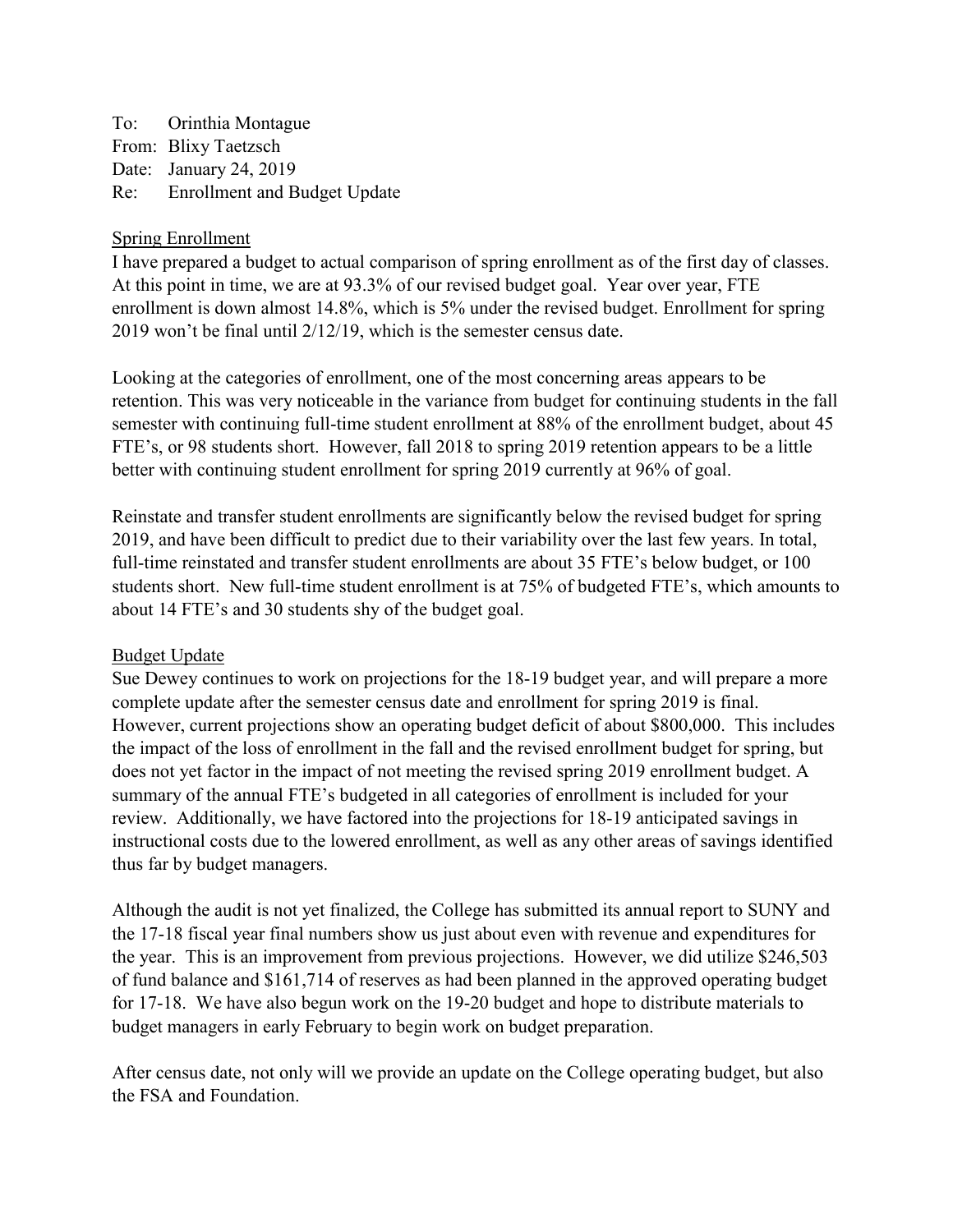To: Orinthia Montague
From: Blixy Taetzsch
Date: January 24, 2019
Re: Enrollment and Budget Update

Spring Enrollment

I have prepared a budget to actual comparison of spring enrollment as of the first day of classes. At this point in time, we are at 93.3% of our revised budget goal. Year over year, FTE enrollment is down almost 14.8%, which is 5% under the revised budget. Enrollment for spring 2019 won't be final until 2/12/19, which is the semester census date.

Looking at the categories of enrollment, one of the most concerning areas appears to be retention. This was very noticeable in the variance from budget for continuing students in the fall semester with continuing full-time student enrollment at 88% of the enrollment budget, about 45 FTE's, or 98 students short. However, fall 2018 to spring 2019 retention appears to be a little better with continuing student enrollment for spring 2019 currently at 96% of goal.

Reinstate and transfer student enrollments are significantly below the revised budget for spring 2019, and have been difficult to predict due to their variability over the last few years. In total, full-time reinstated and transfer student enrollments are about 35 FTE's below budget, or 100 students short. New full-time student enrollment is at 75% of budgeted FTE's, which amounts to about 14 FTE's and 30 students shy of the budget goal.

Budget Update

Sue Dewey continues to work on projections for the 18-19 budget year, and will prepare a more complete update after the semester census date and enrollment for spring 2019 is final. However, current projections show an operating budget deficit of about $800,000. This includes the impact of the loss of enrollment in the fall and the revised enrollment budget for spring, but does not yet factor in the impact of not meeting the revised spring 2019 enrollment budget. A summary of the annual FTE's budgeted in all categories of enrollment is included for your review. Additionally, we have factored into the projections for 18-19 anticipated savings in instructional costs due to the lowered enrollment, as well as any other areas of savings identified thus far by budget managers.

Although the audit is not yet finalized, the College has submitted its annual report to SUNY and the 17-18 fiscal year final numbers show us just about even with revenue and expenditures for the year. This is an improvement from previous projections. However, we did utilize $246,503 of fund balance and $161,714 of reserves as had been planned in the approved operating budget for 17-18. We have also begun work on the 19-20 budget and hope to distribute materials to budget managers in early February to begin work on budget preparation.

After census date, not only will we provide an update on the College operating budget, but also the FSA and Foundation.